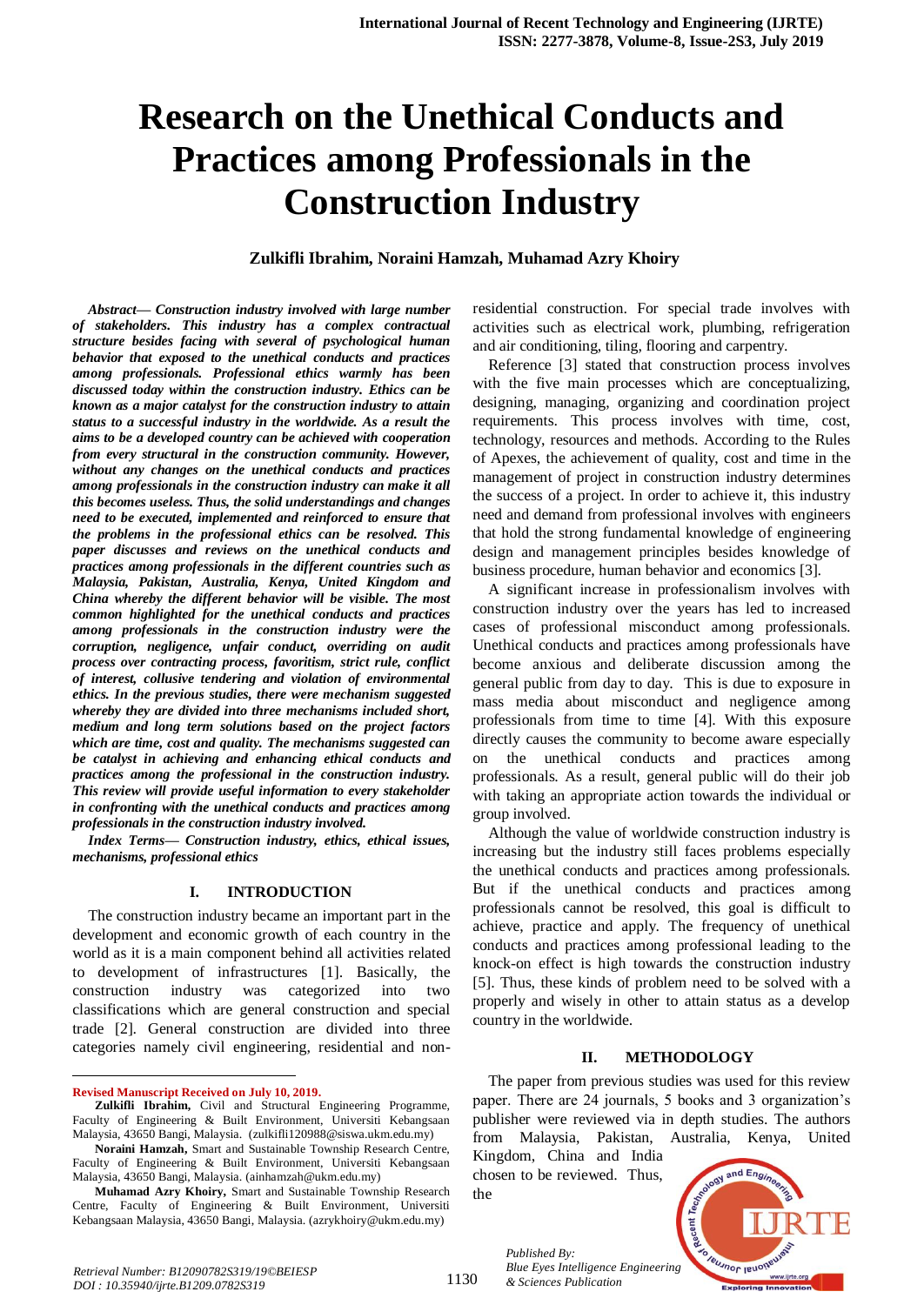# Research on the Unethical Conducts and Practices among Professionals in the Construction Industry

**Zulkifli Ibrahim, Noraini Hamzah, Muhamad Azry Khoiry**

***Abstract— Construction industry involved with large number of stakeholders. This industry has a complex contractual structure besides facing with several of psychological human behavior that exposed to the unethical conducts and practices among professionals. Professional ethics warmly has been discussed today within the construction industry. Ethics can be known as a major catalyst for the construction industry to attain status to a successful industry in the worldwide. As a result the aims to be a developed country can be achieved with cooperation from every structural in the construction community. However, without any changes on the unethical conducts and practices among professionals in the construction industry can make it all this becomes useless. Thus, the solid understandings and changes need to be executed, implemented and reinforced to ensure that the problems in the professional ethics can be resolved. This paper discusses and reviews on the unethical conducts and practices among professionals in the different countries such as Malaysia, Pakistan, Australia, Kenya, United Kingdom and China whereby the different behavior will be visible. The most common highlighted for the unethical conducts and practices among professionals in the construction industry were the corruption, negligence, unfair conduct, overriding on audit process over contracting process, favoritism, strict rule, conflict of interest, collusive tendering and violation of environmental ethics. In the previous studies, there were mechanism suggested whereby they are divided into three mechanisms included short, medium and long term solutions based on the project factors which are time, cost and quality. The mechanisms suggested can be catalyst in achieving and enhancing ethical conducts and practices among the professional in the construction industry. This review will provide useful information to every stakeholder in confronting with the unethical conducts and practices among professionals in the construction industry involved.***

***Index Terms— Construction industry, ethics, ethical issues, mechanisms, professional ethics***

## I. INTRODUCTION

The construction industry became an important part in the development and economic growth of each country in the world as it is a main component behind all activities related to development of infrastructures [1]. Basically, the construction industry was categorized into two classifications which are general construction and special trade [2]. General construction are divided into three categories namely civil engineering, residential and non-residential construction. For special trade involves with activities such as electrical work, plumbing, refrigeration and air conditioning, tiling, flooring and carpentry.

Reference [3] stated that construction process involves with the five main processes which are conceptualizing, designing, managing, organizing and coordination project requirements. This process involves with time, cost, technology, resources and methods. According to the Rules of Apexes, the achievement of quality, cost and time in the management of project in construction industry determines the success of a project. In order to achieve it, this industry need and demand from professional involves with engineers that hold the strong fundamental knowledge of engineering design and management principles besides knowledge of business procedure, human behavior and economics [3].

A significant increase in professionalism involves with construction industry over the years has led to increased cases of professional misconduct among professionals. Unethical conducts and practices among professionals have become anxious and deliberate discussion among the general public from day to day. This is due to exposure in mass media about misconduct and negligence among professionals from time to time [4]. With this exposure directly causes the community to become aware especially on the unethical conducts and practices among professionals. As a result, general public will do their job with taking an appropriate action towards the individual or group involved.

Although the value of worldwide construction industry is increasing but the industry still faces problems especially the unethical conducts and practices among professionals. But if the unethical conducts and practices among professionals cannot be resolved, this goal is difficult to achieve, practice and apply. The frequency of unethical conducts and practices among professional leading to the knock-on effect is high towards the construction industry [5]. Thus, these kinds of problem need to be solved with a properly and wisely in other to attain status as a develop country in the worldwide.

## II. METHODOLOGY

The paper from previous studies was used for this review paper. There are 24 journals, 5 books and 3 organization's publisher were reviewed via in depth studies. The authors from Malaysia, Pakistan, Australia, Kenya, United Kingdom, China and India chosen to be reviewed. Thus, the

---

**Revised Manuscript Received on July 10, 2019.**

**Zulkifli Ibrahim,** Civil and Structural Engineering Programme, Faculty of Engineering & Built Environment, Universiti Kebangsaan Malaysia, 43650 Bangi, Malaysia. (zulkifli120988@siswa.ukm.edu.my)

**Noraini Hamzah,** Smart and Sustainable Township Research Centre, Faculty of Engineering & Built Environment, Universiti Kebangsaan Malaysia, 43650 Bangi, Malaysia. (ainhamzah@ukm.edu.my)

**Muhamad Azry Khoiry,** Smart and Sustainable Township Research Centre, Faculty of Engineering & Built Environment, Universiti Kebangsaan Malaysia, 43650 Bangi, Malaysia. (azrykhoiry@ukm.edu.my)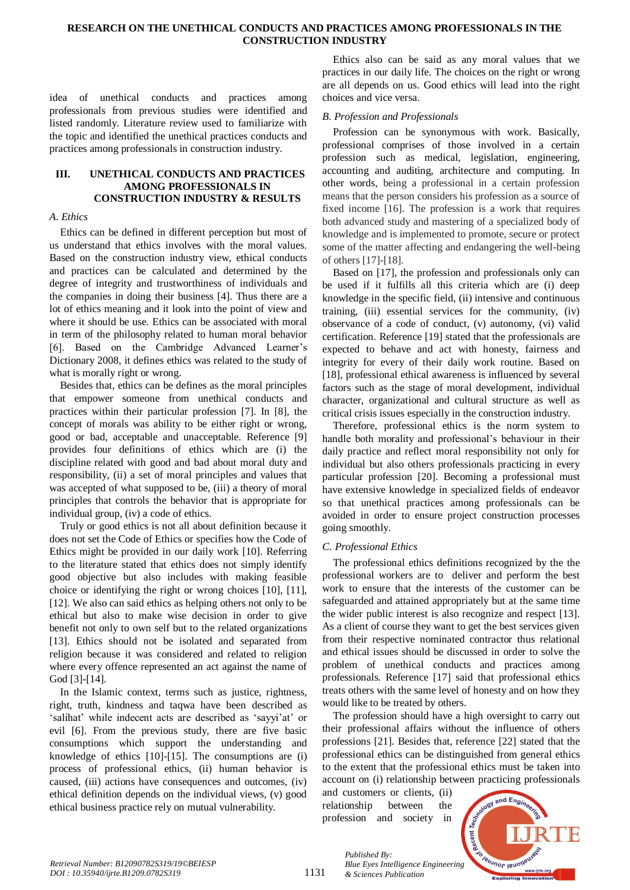idea of unethical conducts and practices among professionals from previous studies were identified and listed randomly. Literature review used to familiarize with the topic and identified the unethical practices conducts and practices among professionals in construction industry.

## III. UNETHICAL CONDUCTS AND PRACTICES AMONG PROFESSIONALS IN CONSTRUCTION INDUSTRY & RESULTS

### *A. Ethics*

Ethics can be defined in different perception but most of us understand that ethics involves with the moral values. Based on the construction industry view, ethical conducts and practices can be calculated and determined by the degree of integrity and trustworthiness of individuals and the companies in doing their business [4]. Thus there are a lot of ethics meaning and it look into the point of view and where it should be use. Ethics can be associated with moral in term of the philosophy related to human moral behavior [6]. Based on the Cambridge Advanced Learner's Dictionary 2008, it defines ethics was related to the study of what is morally right or wrong.

Besides that, ethics can be defines as the moral principles that empower someone from unethical conducts and practices within their particular profession [7]. In [8], the concept of morals was ability to be either right or wrong, good or bad, acceptable and unacceptable. Reference [9] provides four definitions of ethics which are (i) the discipline related with good and bad about moral duty and responsibility, (ii) a set of moral principles and values that was accepted of what supposed to be, (iii) a theory of moral principles that controls the behavior that is appropriate for individual group, (iv) a code of ethics.

Truly or good ethics is not all about definition because it does not set the Code of Ethics or specifies how the Code of Ethics might be provided in our daily work [10]. Referring to the literature stated that ethics does not simply identify good objective but also includes with making feasible choice or identifying the right or wrong choices [10], [11], [12]. We also can said ethics as helping others not only to be ethical but also to make wise decision in order to give benefit not only to own self but to the related organizations [13]. Ethics should not be isolated and separated from religion because it was considered and related to religion where every offence represented an act against the name of God [3]-[14].

In the Islamic context, terms such as justice, rightness, right, truth, kindness and taqwa have been described as 'salihat' while indecent acts are described as 'sayyi'at' or evil [6]. From the previous study, there are five basic consumptions which support the understanding and knowledge of ethics [10]-[15]. The consumptions are (i) process of professional ethics, (ii) human behavior is caused, (iii) actions have consequences and outcomes, (iv) ethical definition depends on the individual views, (v) good ethical business practice rely on mutual vulnerability.

Ethics also can be said as any moral values that we practices in our daily life. The choices on the right or wrong are all depends on us. Good ethics will lead into the right choices and vice versa.

### *B. Profession and Professionals*

Profession can be synonymous with work. Basically, professional comprises of those involved in a certain profession such as medical, legislation, engineering, accounting and auditing, architecture and computing. In other words, being a professional in a certain profession means that the person considers his profession as a source of fixed income [16]. The profession is a work that requires both advanced study and mastering of a specialized body of knowledge and is implemented to promote, secure or protect some of the matter affecting and endangering the well-being of others [17]-[18].

Based on [17], the profession and professionals only can be used if it fulfills all this criteria which are (i) deep knowledge in the specific field, (ii) intensive and continuous training, (iii) essential services for the community, (iv) observance of a code of conduct, (v) autonomy, (vi) valid certification. Reference [19] stated that the professionals are expected to behave and act with honesty, fairness and integrity for every of their daily work routine. Based on [18], professional ethical awareness is influenced by several factors such as the stage of moral development, individual character, organizational and cultural structure as well as critical crisis issues especially in the construction industry.

Therefore, professional ethics is the norm system to handle both morality and professional's behaviour in their daily practice and reflect moral responsibility not only for individual but also others professionals practicing in every particular profession [20]. Becoming a professional must have extensive knowledge in specialized fields of endeavor so that unethical practices among professionals can be avoided in order to ensure project construction processes going smoothly.

### *C. Professional Ethics*

The professional ethics definitions recognized by the the professional workers are to deliver and perform the best work to ensure that the interests of the customer can be safeguarded and attained appropriately but at the same time the wider public interest is also recognize and respect [13]. As a client of course they want to get the best services given from their respective nominated contractor thus relational and ethical issues should be discussed in order to solve the problem of unethical conducts and practices among professionals. Reference [17] said that professional ethics treats others with the same level of honesty and on how they would like to be treated by others.

The profession should have a high oversight to carry out their professional affairs without the influence of others professions [21]. Besides that, reference [22] stated that the professional ethics can be distinguished from general ethics to the extent that the professional ethics must be taken into account on (i) relationship between practicing professionals and customers or clients, (ii) relationship between the profession and society in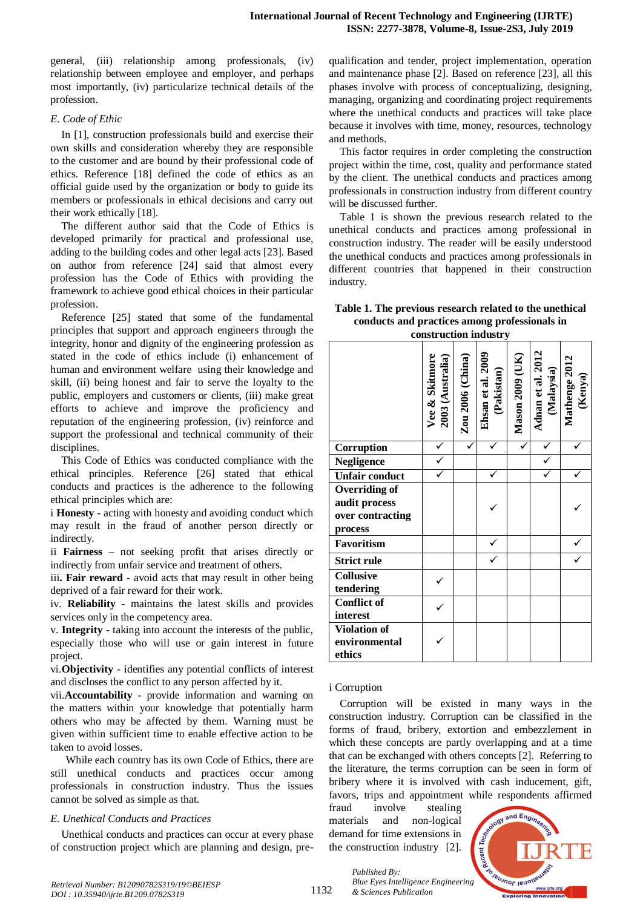general, (iii) relationship among professionals, (iv) relationship between employee and employer, and perhaps most importantly, (iv) particularize technical details of the profession.

### *E. Code of Ethic*

In [1], construction professionals build and exercise their own skills and consideration whereby they are responsible to the customer and are bound by their professional code of ethics. Reference [18] defined the code of ethics as an official guide used by the organization or body to guide its members or professionals in ethical decisions and carry out their work ethically [18].

The different author said that the Code of Ethics is developed primarily for practical and professional use, adding to the building codes and other legal acts [23]. Based on author from reference [24] said that almost every profession has the Code of Ethics with providing the framework to achieve good ethical choices in their particular profession.

Reference [25] stated that some of the fundamental principles that support and approach engineers through the integrity, honor and dignity of the engineering profession as stated in the code of ethics include (i) enhancement of human and environment welfare using their knowledge and skill, (ii) being honest and fair to serve the loyalty to the public, employers and customers or clients, (iii) make great efforts to achieve and improve the proficiency and reputation of the engineering profession, (iv) reinforce and support the professional and technical community of their disciplines.

This Code of Ethics was conducted compliance with the ethical principles. Reference [26] stated that ethical conducts and practices is the adherence to the following ethical principles which are:

i **Honesty** - acting with honesty and avoiding conduct which may result in the fraud of another person directly or indirectly.

ii **Fairness** – not seeking profit that arises directly or indirectly from unfair service and treatment of others.

iii**. Fair reward** - avoid acts that may result in other being deprived of a fair reward for their work.

iv. **Reliability** - maintains the latest skills and provides services only in the competency area.

v. **Integrity** - taking into account the interests of the public, especially those who will use or gain interest in future project.

vi.**Objectivity** - identifies any potential conflicts of interest and discloses the conflict to any person affected by it.

vii.**Accountability** - provide information and warning on the matters within your knowledge that potentially harm others who may be affected by them. Warning must be given within sufficient time to enable effective action to be taken to avoid losses.

While each country has its own Code of Ethics, there are still unethical conducts and practices occur among professionals in construction industry. Thus the issues cannot be solved as simple as that.

### *E. Unethical Conducts and Practices*

Unethical conducts and practices can occur at every phase of construction project which are planning and design, pre-qualification and tender, project implementation, operation and maintenance phase [2]. Based on reference [23], all this phases involve with process of conceptualizing, designing, managing, organizing and coordinating project requirements where the unethical conducts and practices will take place because it involves with time, money, resources, technology and methods.

This factor requires in order completing the construction project within the time, cost, quality and performance stated by the client. The unethical conducts and practices among professionals in construction industry from different country will be discussed further.

Table 1 is shown the previous research related to the unethical conducts and practices among professional in construction industry. The reader will be easily understood the unethical conducts and practices among professionals in different countries that happened in their construction industry.

**Table 1. The previous research related to the unethical conducts and practices among professionals in construction industry**

| | Vee & Skitmore 2003 (Australia) | Zou 2006 (China) | Ehsan et al. 2009 (Pakistan) | Mason 2009 (UK) | Adnan et al. 2012 (Malaysia) | Mathenge 2012 (Kenya) |
|---|---|---|---|---|---|---|
| **Corruption** | ✓ | ✓ | ✓ | ✓ | ✓ | ✓ |
| **Negligence** | ✓ | | | | ✓ | |
| **Unfair conduct** | ✓ | | ✓ | | ✓ | ✓ |
| **Overriding of audit process over contracting process** | | | ✓ | | | ✓ |
| **Favoritism** | | | ✓ | | | ✓ |
| **Strict rule** | | | ✓ | | | ✓ |
| **Collusive tendering** | ✓ | | | | | |
| **Conflict of interest** | ✓ | | | | | |
| **Violation of environmental ethics** | ✓ | | | | | |

i Corruption

Corruption will be existed in many ways in the construction industry. Corruption can be classified in the forms of fraud, bribery, extortion and embezzlement in which these concepts are partly overlapping and at a time that can be exchanged with others concepts [2]. Referring to the literature, the terms corruption can be seen in form of bribery where it is involved with cash inducement, gift, favors, trips and appointment while respondents affirmed fraud involve stealing materials and non-logical demand for time extensions in the construction industry [2].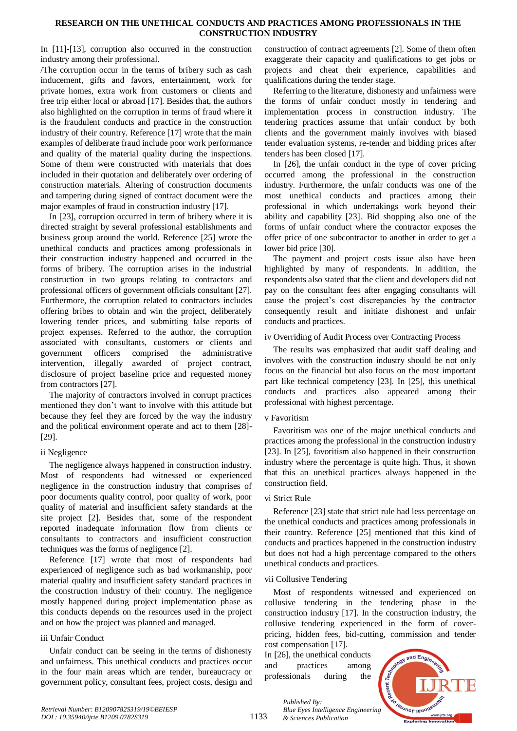In [11]-[13], corruption also occurred in the construction industry among their professional.

/The corruption occur in the terms of bribery such as cash inducement, gifts and favors, entertainment, work for private homes, extra work from customers or clients and free trip either local or abroad [17]. Besides that, the authors also highlighted on the corruption in terms of fraud where it is the fraudulent conducts and practice in the construction industry of their country. Reference [17] wrote that the main examples of deliberate fraud include poor work performance and quality of the material quality during the inspections. Some of them were constructed with materials that does included in their quotation and deliberately over ordering of construction materials. Altering of construction documents and tampering during signed of contract document were the major examples of fraud in construction industry [17].

In [23], corruption occurred in term of bribery where it is directed straight by several professional establishments and business group around the world. Reference [25] wrote the unethical conducts and practices among professionals in their construction industry happened and occurred in the forms of bribery. The corruption arises in the industrial construction in two groups relating to contractors and professional officers of government officials consultant [27]. Furthermore, the corruption related to contractors includes offering bribes to obtain and win the project, deliberately lowering tender prices, and submitting false reports of project expenses. Referred to the author, the corruption associated with consultants, customers or clients and government officers comprised the administrative intervention, illegally awarded of project contract, disclosure of project baseline price and requested money from contractors [27].

The majority of contractors involved in corrupt practices mentioned they don't want to involve with this attitude but because they feel they are forced by the way the industry and the political environment operate and act to them [28]-[29].

ii Negligence

The negligence always happened in construction industry. Most of respondents had witnessed or experienced negligence in the construction industry that comprises of poor documents quality control, poor quality of work, poor quality of material and insufficient safety standards at the site project [2]. Besides that, some of the respondent reported inadequate information flow from clients or consultants to contractors and insufficient construction techniques was the forms of negligence [2].

Reference [17] wrote that most of respondents had experienced of negligence such as bad workmanship, poor material quality and insufficient safety standard practices in the construction industry of their country. The negligence mostly happened during project implementation phase as this conducts depends on the resources used in the project and on how the project was planned and managed.

iii Unfair Conduct

Unfair conduct can be seeing in the terms of dishonesty and unfairness. This unethical conducts and practices occur in the four main areas which are tender, bureaucracy or government policy, consultant fees, project costs, design and construction of contract agreements [2]. Some of them often exaggerate their capacity and qualifications to get jobs or projects and cheat their experience, capabilities and qualifications during the tender stage.

Referring to the literature, dishonesty and unfairness were the forms of unfair conduct mostly in tendering and implementation process in construction industry. The tendering practices assume that unfair conduct by both clients and the government mainly involves with biased tender evaluation systems, re-tender and bidding prices after tenders has been closed [17].

In [26], the unfair conduct in the type of cover pricing occurred among the professional in the construction industry. Furthermore, the unfair conducts was one of the most unethical conducts and practices among their professional in which undertakings work beyond their ability and capability [23]. Bid shopping also one of the forms of unfair conduct where the contractor exposes the offer price of one subcontractor to another in order to get a lower bid price [30].

The payment and project costs issue also have been highlighted by many of respondents. In addition, the respondents also stated that the client and developers did not pay on the consultant fees after engaging consultants will cause the project's cost discrepancies by the contractor consequently result and initiate dishonest and unfair conducts and practices.

iv Overriding of Audit Process over Contracting Process

The results was emphasized that audit staff dealing and involves with the construction industry should be not only focus on the financial but also focus on the most important part like technical competency [23]. In [25], this unethical conducts and practices also appeared among their professional with highest percentage.

v Favoritism

Favoritism was one of the major unethical conducts and practices among the professional in the construction industry [23]. In [25], favoritism also happened in their construction industry where the percentage is quite high. Thus, it shown that this an unethical practices always happened in the construction field.

vi Strict Rule

Reference [23] state that strict rule had less percentage on the unethical conducts and practices among professionals in their country. Reference [25] mentioned that this kind of conducts and practices happened in the construction industry but does not had a high percentage compared to the others unethical conducts and practices.

vii Collusive Tendering

Most of respondents witnessed and experienced on collusive tendering in the tendering phase in the construction industry [17]. In the construction industry, the collusive tendering experienced in the form of cover-pricing, hidden fees, bid-cutting, commission and tender cost compensation [17].

In [26], the unethical conducts and practices among professionals during the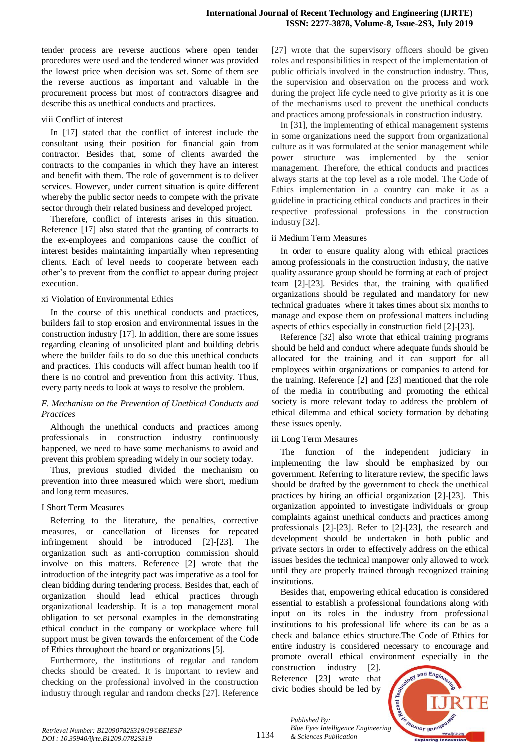tender process are reverse auctions where open tender procedures were used and the tendered winner was provided the lowest price when decision was set. Some of them see the reverse auctions as important and valuable in the procurement process but most of contractors disagree and describe this as unethical conducts and practices.

viii Conflict of interest

In [17] stated that the conflict of interest include the consultant using their position for financial gain from contractor. Besides that, some of clients awarded the contracts to the companies in which they have an interest and benefit with them. The role of government is to deliver services. However, under current situation is quite different whereby the public sector needs to compete with the private sector through their related business and developed project.

Therefore, conflict of interests arises in this situation. Reference [17] also stated that the granting of contracts to the ex-employees and companions cause the conflict of interest besides maintaining impartially when representing clients. Each of level needs to cooperate between each other's to prevent from the conflict to appear during project execution.

xi Violation of Environmental Ethics

In the course of this unethical conducts and practices, builders fail to stop erosion and environmental issues in the construction industry [17]. In addition, there are some issues regarding cleaning of unsolicited plant and building debris where the builder fails to do so due this unethical conducts and practices. This conducts will affect human health too if there is no control and prevention from this activity. Thus, every party needs to look at ways to resolve the problem.

### *F. Mechanism on the Prevention of Unethical Conducts and Practices*

Although the unethical conducts and practices among professionals in construction industry continuously happened, we need to have some mechanisms to avoid and prevent this problem spreading widely in our society today.

Thus, previous studied divided the mechanism on prevention into three measured which were short, medium and long term measures.

I Short Term Measures

Referring to the literature, the penalties, corrective measures, or cancellation of licenses for repeated infringement should be introduced [2]-[23]. The organization such as anti-corruption commission should involve on this matters. Reference [2] wrote that the introduction of the integrity pact was imperative as a tool for clean bidding during tendering process. Besides that, each of organization should lead ethical practices through organizational leadership. It is a top management moral obligation to set personal examples in the demonstrating ethical conduct in the company or workplace where full support must be given towards the enforcement of the Code of Ethics throughout the board or organizations [5].

Furthermore, the institutions of regular and random checks should be created. It is important to review and checking on the professional involved in the construction industry through regular and random checks [27]. Reference [27] wrote that the supervisory officers should be given roles and responsibilities in respect of the implementation of public officials involved in the construction industry. Thus, the supervision and observation on the process and work during the project life cycle need to give priority as it is one of the mechanisms used to prevent the unethical conducts and practices among professionals in construction industry.

In [31], the implementing of ethical management systems in some organizations need the support from organizational culture as it was formulated at the senior management while power structure was implemented by the senior management. Therefore, the ethical conducts and practices always starts at the top level as a role model. The Code of Ethics implementation in a country can make it as a guideline in practicing ethical conducts and practices in their respective professional professions in the construction industry [32].

ii Medium Term Measures

In order to ensure quality along with ethical practices among professionals in the construction industry, the native quality assurance group should be forming at each of project team [2]-[23]. Besides that, the training with qualified organizations should be regulated and mandatory for new technical graduates where it takes times about six months to manage and expose them on professional matters including aspects of ethics especially in construction field [2]-[23].

Reference [32] also wrote that ethical training programs should be held and conduct where adequate funds should be allocated for the training and it can support for all employees within organizations or companies to attend for the training. Reference [2] and [23] mentioned that the role of the media in contributing and promoting the ethical society is more relevant today to address the problem of ethical dilemma and ethical society formation by debating these issues openly.

iii Long Term Mesaures

The function of the independent judiciary in implementing the law should be emphasized by our government. Referring to literature review, the specific laws should be drafted by the government to check the unethical practices by hiring an official organization [2]-[23]. This organization appointed to investigate individuals or group complaints against unethical conducts and practices among professionals [2]-[23]. Refer to [2]-[23], the research and development should be undertaken in both public and private sectors in order to effectively address on the ethical issues besides the technical manpower only allowed to work until they are properly trained through recognized training institutions.

Besides that, empowering ethical education is considered essential to establish a professional foundations along with input on its roles in the industry from professional institutions to his professional life where its can be as a check and balance ethics structure.The Code of Ethics for entire industry is considered necessary to encourage and promote overall ethical environment especially in the construction industry [2]. Reference [23] wrote that civic bodies should be led by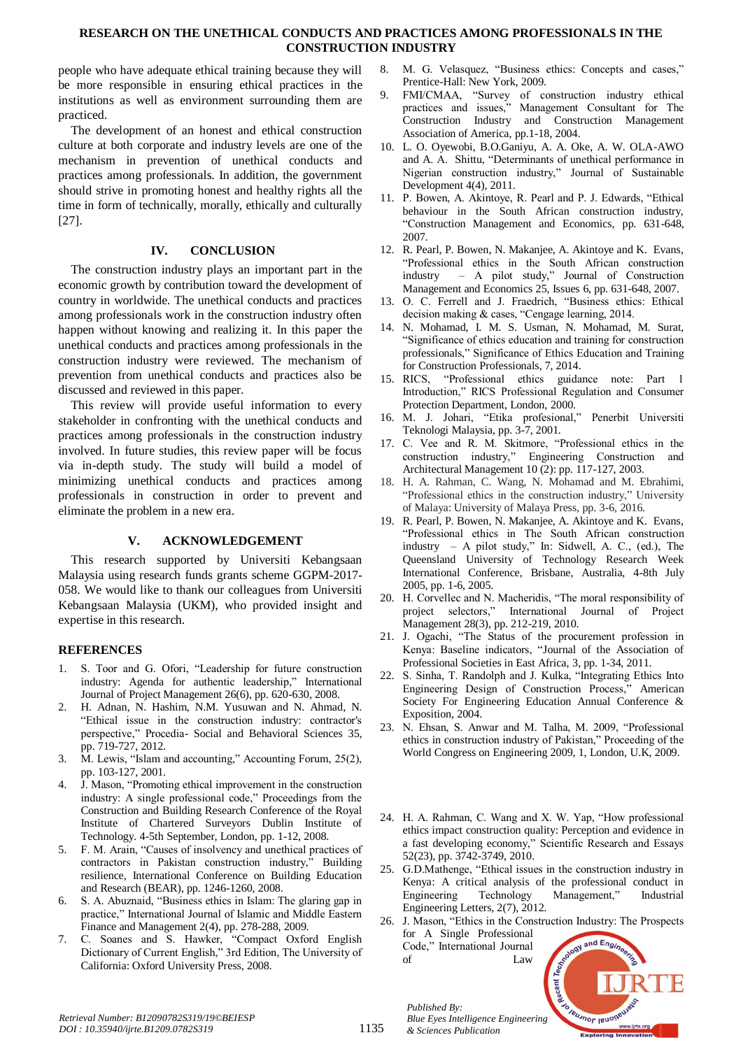people who have adequate ethical training because they will be more responsible in ensuring ethical practices in the institutions as well as environment surrounding them are practiced.

The development of an honest and ethical construction culture at both corporate and industry levels are one of the mechanism in prevention of unethical conducts and practices among professionals. In addition, the government should strive in promoting honest and healthy rights all the time in form of technically, morally, ethically and culturally [27].

## IV. CONCLUSION

The construction industry plays an important part in the economic growth by contribution toward the development of country in worldwide. The unethical conducts and practices among professionals work in the construction industry often happen without knowing and realizing it. In this paper the unethical conducts and practices among professionals in the construction industry were reviewed. The mechanism of prevention from unethical conducts and practices also be discussed and reviewed in this paper.

This review will provide useful information to every stakeholder in confronting with the unethical conducts and practices among professionals in the construction industry involved. In future studies, this review paper will be focus via in-depth study. The study will build a model of minimizing unethical conducts and practices among professionals in construction in order to prevent and eliminate the problem in a new era.

## V. ACKNOWLEDGEMENT

This research supported by Universiti Kebangsaan Malaysia using research funds grants scheme GGPM-2017-058. We would like to thank our colleagues from Universiti Kebangsaan Malaysia (UKM), who provided insight and expertise in this research.

## REFERENCES

1. S. Toor and G. Ofori, "Leadership for future construction industry: Agenda for authentic leadership," International Journal of Project Management 26(6), pp. 620-630, 2008.
2. H. Adnan, N. Hashim, N.M. Yusuwan and N. Ahmad, N. "Ethical issue in the construction industry: contractor's perspective," Procedia- Social and Behavioral Sciences 35, pp. 719-727, 2012.
3. M. Lewis, "Islam and accounting," Accounting Forum, 25(2), pp. 103-127, 2001.
4. J. Mason, "Promoting ethical improvement in the construction industry: A single professional code," Proceedings from the Construction and Building Research Conference of the Royal Institute of Chartered Surveyors Dublin Institute of Technology. 4-5th September, London, pp. 1-12, 2008.
5. F. M. Arain, "Causes of insolvency and unethical practices of contractors in Pakistan construction industry," Building resilience, International Conference on Building Education and Research (BEAR), pp. 1246-1260, 2008.
6. S. A. Abuznaid, "Business ethics in Islam: The glaring gap in practice," International Journal of Islamic and Middle Eastern Finance and Management 2(4), pp. 278-288, 2009.
7. C. Soanes and S. Hawker, "Compact Oxford English Dictionary of Current English," 3rd Edition, The University of California: Oxford University Press, 2008.
8. M. G. Velasquez, "Business ethics: Concepts and cases," Prentice-Hall: New York, 2009.
9. FMI/CMAA, "Survey of construction industry ethical practices and issues," Management Consultant for The Construction Industry and Construction Management Association of America, pp.1-18, 2004.
10. L. O. Oyewobi, B.O.Ganiyu, A. A. Oke, A. W. OLA-AWO and A. A. Shittu, "Determinants of unethical performance in Nigerian construction industry," Journal of Sustainable Development 4(4), 2011.
11. P. Bowen, A. Akintoye, R. Pearl and P. J. Edwards, "Ethical behaviour in the South African construction industry, "Construction Management and Economics, pp. 631-648, 2007.
12. R. Pearl, P. Bowen, N. Makanjee, A. Akintoye and K. Evans, "Professional ethics in the South African construction industry – A pilot study," Journal of Construction Management and Economics 25, Issues 6, pp. 631-648, 2007.
13. O. C. Ferrell and J. Fraedrich, "Business ethics: Ethical decision making & cases, "Cengage learning, 2014.
14. N. Mohamad, I. M. S. Usman, N. Mohamad, M. Surat, "Significance of ethics education and training for construction professionals," Significance of Ethics Education and Training for Construction Professionals, 7, 2014.
15. RICS, "Professional ethics guidance note: Part 1 Introduction," RICS Professional Regulation and Consumer Protection Department, London, 2000.
16. M. J. Johari, "Etika profesional," Penerbit Universiti Teknologi Malaysia, pp. 3-7, 2001.
17. C. Vee and R. M. Skitmore, "Professional ethics in the construction industry," Engineering Construction and Architectural Management 10 (2): pp. 117-127, 2003.
18. H. A. Rahman, C. Wang, N. Mohamad and M. Ebrahimi, "Professional ethics in the construction industry," University of Malaya: University of Malaya Press, pp. 3-6, 2016.
19. R. Pearl, P. Bowen, N. Makanjee, A. Akintoye and K. Evans, "Professional ethics in The South African construction industry – A pilot study," In: Sidwell, A. C., (ed.), The Queensland University of Technology Research Week International Conference, Brisbane, Australia, 4-8th July 2005, pp. 1-6, 2005.
20. H. Corvellec and N. Macheridis, "The moral responsibility of project selectors," International Journal of Project Management 28(3), pp. 212-219, 2010.
21. J. Ogachi, "The Status of the procurement profession in Kenya: Baseline indicators, "Journal of the Association of Professional Societies in East Africa, 3, pp. 1-34, 2011.
22. S. Sinha, T. Randolph and J. Kulka, "Integrating Ethics Into Engineering Design of Construction Process," American Society For Engineering Education Annual Conference & Exposition, 2004.
23. N. Ehsan, S. Anwar and M. Talha, M. 2009, "Professional ethics in construction industry of Pakistan," Proceeding of the World Congress on Engineering 2009, 1, London, U.K, 2009.
24. H. A. Rahman, C. Wang and X. W. Yap, "How professional ethics impact construction quality: Perception and evidence in a fast developing economy," Scientific Research and Essays 52(23), pp. 3742-3749, 2010.
25. G.D.Mathenge, "Ethical issues in the construction industry in Kenya: A critical analysis of the professional conduct in Engineering Technology Management," Industrial Engineering Letters, 2(7), 2012.
26. J. Mason, "Ethics in the Construction Industry: The Prospects for A Single Professional Code," International Journal of Law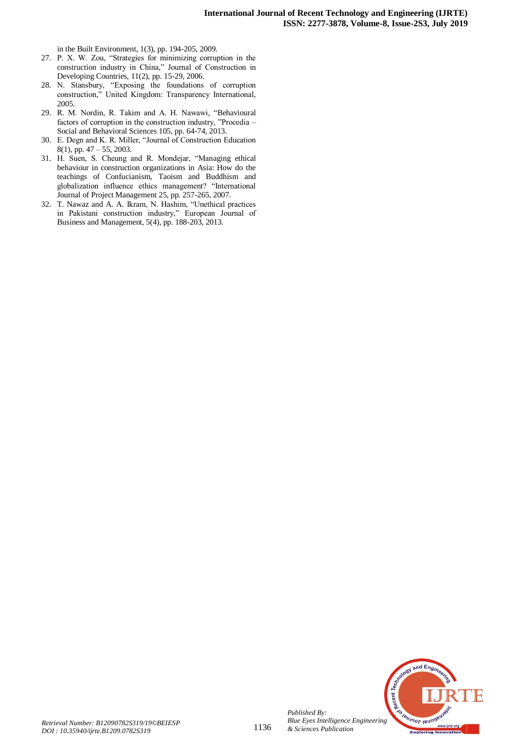in the Built Environment, 1(3), pp. 194-205, 2009.

27. P. X. W. Zou, "Strategies for minimizing corruption in the construction industry in China," Journal of Construction in Developing Countries, 11(2), pp. 15-29, 2006.
28. N. Stansbury, "Exposing the foundations of corruption construction," United Kingdom: Transparency International, 2005.
29. R. M. Nordin, R. Takim and A. H. Nawawi, "Behavioural factors of corruption in the construction industry, "Procedia – Social and Behavioral Sciences 105, pp. 64-74, 2013.
30. E. Degn and K. R. Miller, "Journal of Construction Education 8(1), pp. 47 – 55, 2003.
31. H. Suen, S. Cheung and R. Mondejar, "Managing ethical behaviour in construction organizations in Asia: How do the teachings of Confucianism, Taoism and Buddhism and globalization influence ethics management? "International Journal of Project Management 25, pp. 257-265, 2007.
32. T. Nawaz and A. A. Ikram, N. Hashim, "Unethical practices in Pakistani construction industry," European Journal of Business and Management, 5(4), pp. 188-203, 2013.